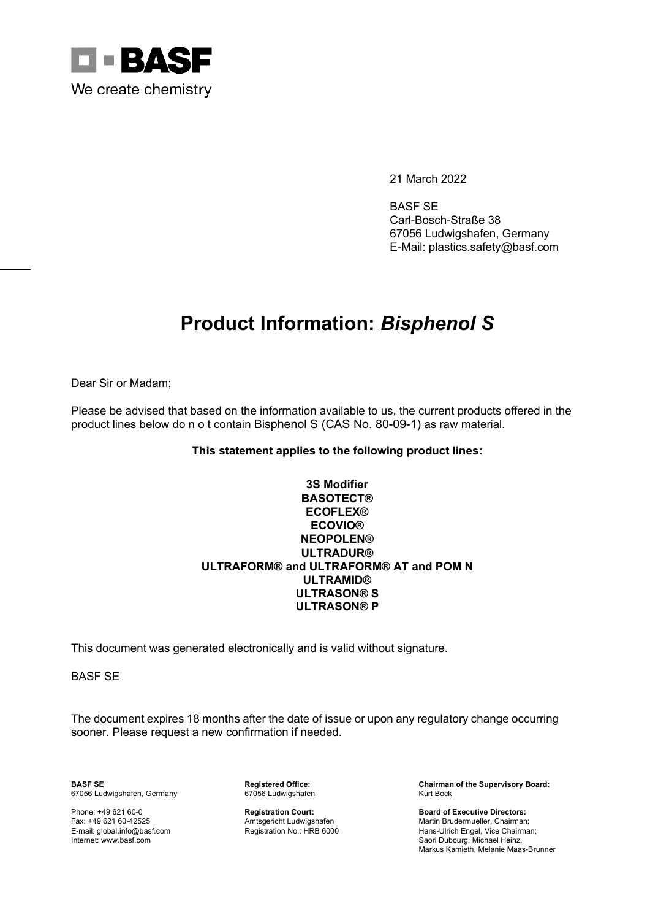BASF

We create chemistry

21 March 2022

BASF SE
Carl-Bosch-Straße 38
67056 Ludwigshafen, Germany
E-Mail: plastics.safety@basf.com

# Product Information: *Bisphenol S*

Dear Sir or Madam;

Please be advised that based on the information available to us, the current products offered in the product lines below do n o t contain Bisphenol S (CAS No. 80-09-1) as raw material.

**This statement applies to the following product lines:**

**3S Modifier**
**BASOTECT®**
**ECOFLEX®**
**ECOVIO®**
**NEOPOLEN®**
**ULTRADUR®**
**ULTRAFORM® and ULTRAFORM® AT and POM N**
**ULTRAMID®**
**ULTRASON® S**
**ULTRASON® P**

This document was generated electronically and is valid without signature.

BASF SE

The document expires 18 months after the date of issue or upon any regulatory change occurring sooner. Please request a new confirmation if needed.

**BASF SE**
67056 Ludwigshafen, Germany

Phone: +49 621 60-0
Fax: +49 621 60-42525
E-mail: global.info@basf.com
Internet: www.basf.com

**Registered Office:**
67056 Ludwigshafen

**Registration Court:**
Amtsgericht Ludwigshafen
Registration No.: HRB 6000

**Chairman of the Supervisory Board:**
Kurt Bock

**Board of Executive Directors:**
Martin Brudermueller, Chairman;
Hans-Ulrich Engel, Vice Chairman;
Saori Dubourg, Michael Heinz,
Markus Kamieth, Melanie Maas-Brunner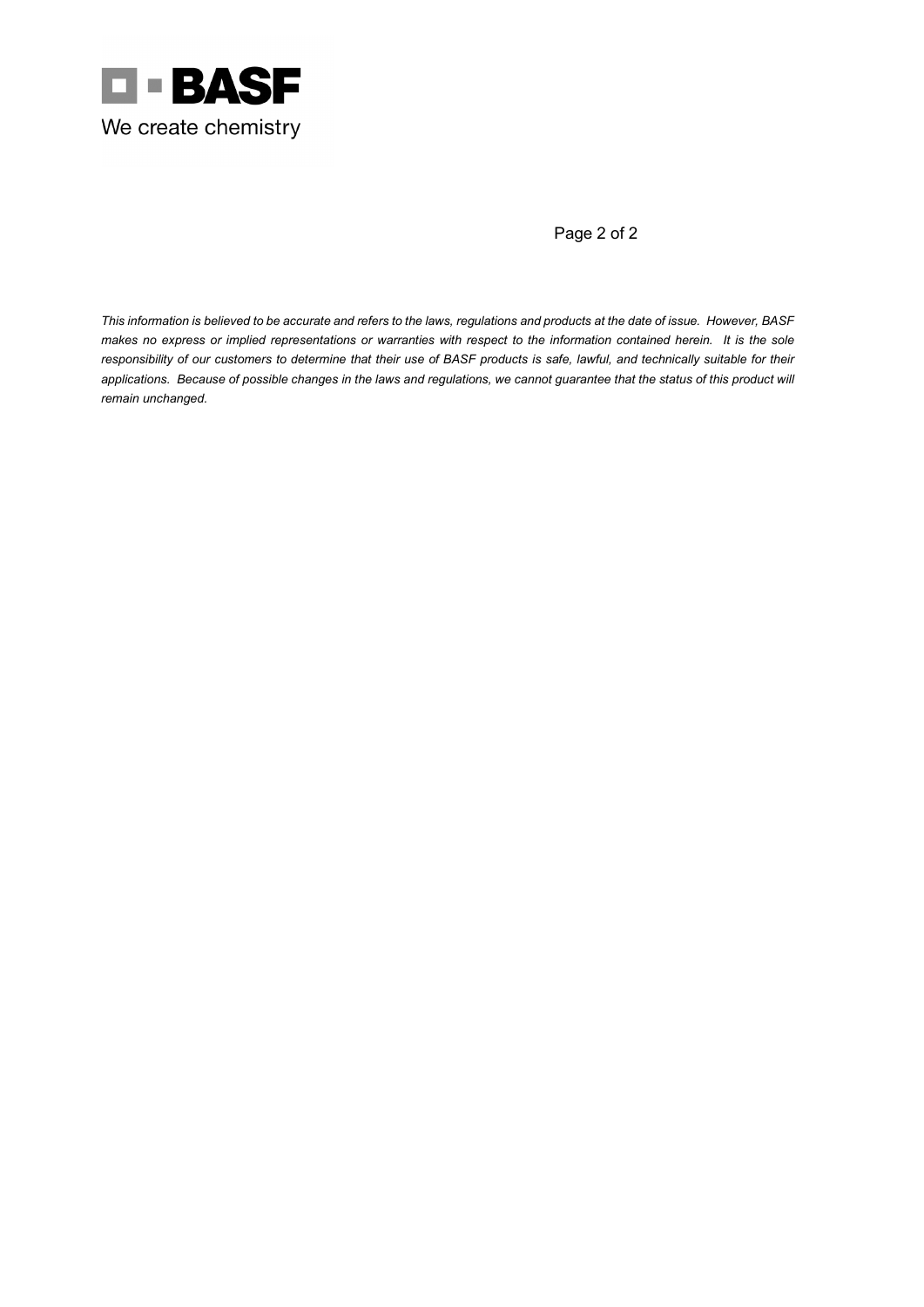*This information is believed to be accurate and refers to the laws, regulations and products at the date of issue. However, BASF makes no express or implied representations or warranties with respect to the information contained herein. It is the sole responsibility of our customers to determine that their use of BASF products is safe, lawful, and technically suitable for their applications. Because of possible changes in the laws and regulations, we cannot guarantee that the status of this product will remain unchanged.*